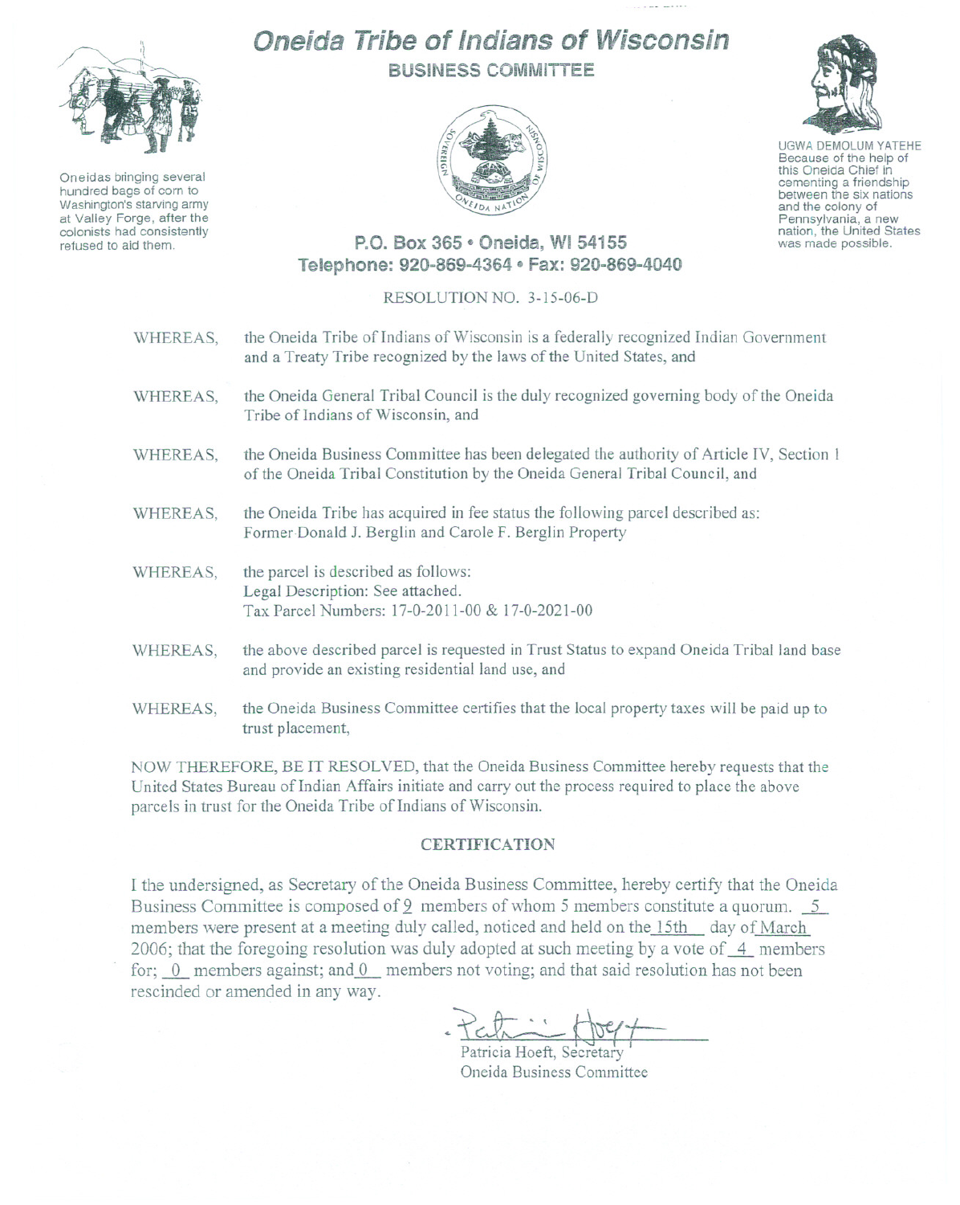# Oneida Tribe of Indians of Wisconsin

## BUSINESS COMMITTEE

Oneidas bringing several hundred bags of corn to Washington's starving army at Valley Forge, after the colonists had consistently refused to aid them.

UGWA DEMOLUM YATEHE
Because of the help of this Oneida Chief in cementing a friendship between the six nations and the colony of Pennsylvania, a new nation, the United States was made possible.

**P.O. Box 365 • Oneida, WI 54155**
**Telephone: 920-869-4364 • Fax: 920-869-4040**

RESOLUTION NO. 3-15-06-D

WHEREAS, the Oneida Tribe of Indians of Wisconsin is a federally recognized Indian Government and a Treaty Tribe recognized by the laws of the United States, and

WHEREAS, the Oneida General Tribal Council is the duly recognized governing body of the Oneida Tribe of Indians of Wisconsin, and

WHEREAS, the Oneida Business Committee has been delegated the authority of Article IV, Section 1 of the Oneida Tribal Constitution by the Oneida General Tribal Council, and

WHEREAS, the Oneida Tribe has acquired in fee status the following parcel described as: Former Donald J. Berglin and Carole F. Berglin Property

WHEREAS, the parcel is described as follows:
Legal Description: See attached.
Tax Parcel Numbers: 17-0-2011-00 & 17-0-2021-00

WHEREAS, the above described parcel is requested in Trust Status to expand Oneida Tribal land base and provide an existing residential land use, and

WHEREAS, the Oneida Business Committee certifies that the local property taxes will be paid up to trust placement,

NOW THEREFORE, BE IT RESOLVED, that the Oneida Business Committee hereby requests that the United States Bureau of Indian Affairs initiate and carry out the process required to place the above parcels in trust for the Oneida Tribe of Indians of Wisconsin.

### CERTIFICATION

I the undersigned, as Secretary of the Oneida Business Committee, hereby certify that the Oneida Business Committee is composed of 9 members of whom 5 members constitute a quorum. 5 members were present at a meeting duly called, noticed and held on the 15th day of March 2006; that the foregoing resolution was duly adopted at such meeting by a vote of 4 members for; 0 members against; and 0 members not voting; and that said resolution has not been rescinded or amended in any way.

Patricia Hoeft, Secretary
Oneida Business Committee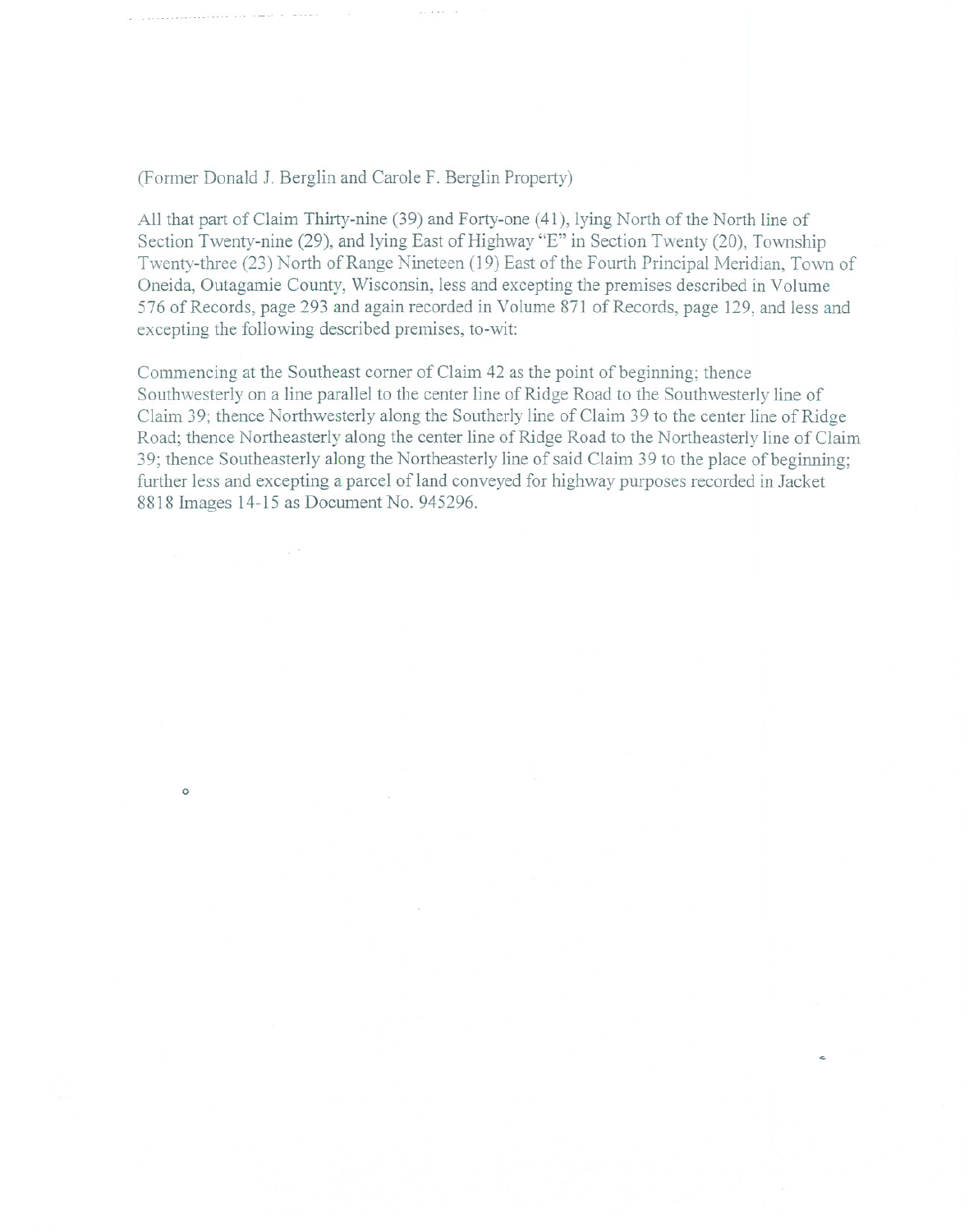(Former Donald J. Berglin and Carole F. Berglin Property)

All that part of Claim Thirty-nine (39) and Forty-one (41), lying North of the North line of Section Twenty-nine (29), and lying East of Highway "E" in Section Twenty (20), Township Twenty-three (23) North of Range Nineteen (19) East of the Fourth Principal Meridian, Town of Oneida, Outagamie County, Wisconsin, less and excepting the premises described in Volume 576 of Records, page 293 and again recorded in Volume 871 of Records, page 129, and less and excepting the following described premises, to-wit:

Commencing at the Southeast corner of Claim 42 as the point of beginning; thence Southwesterly on a line parallel to the center line of Ridge Road to the Southwesterly line of Claim 39; thence Northwesterly along the Southerly line of Claim 39 to the center line of Ridge Road; thence Northeasterly along the center line of Ridge Road to the Northeasterly line of Claim 39; thence Southeasterly along the Northeasterly line of said Claim 39 to the place of beginning; further less and excepting a parcel of land conveyed for highway purposes recorded in Jacket 8818 Images 14-15 as Document No. 945296.